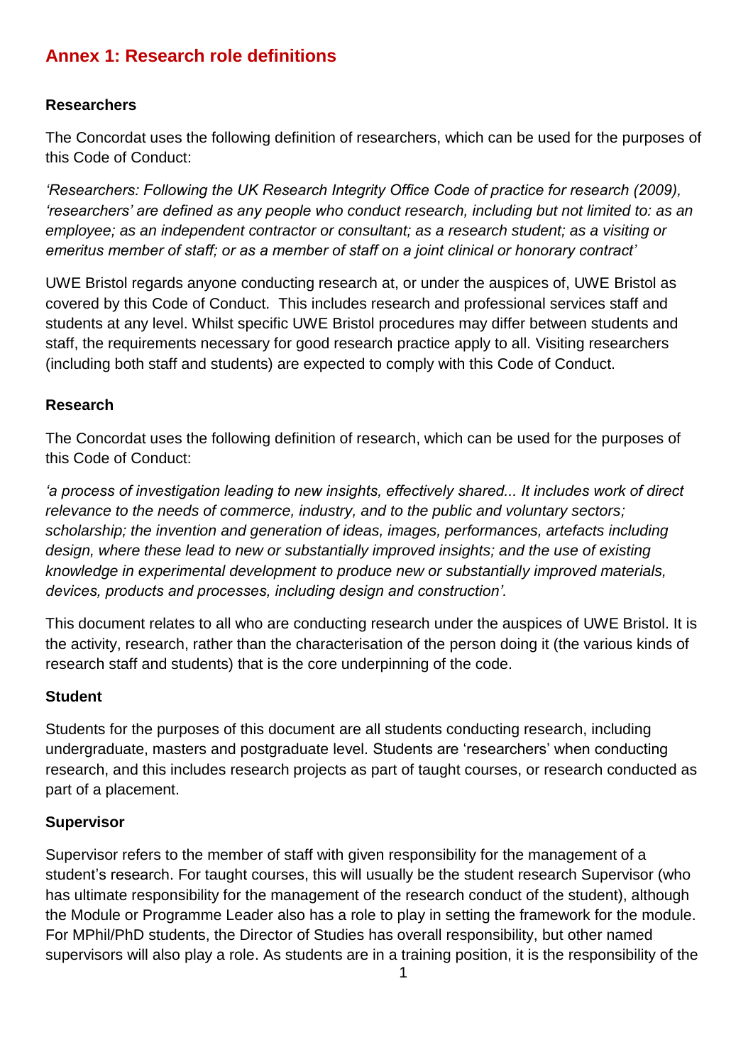# Annex 1: Research role definitions

### Researchers

The Concordat uses the following definition of researchers, which can be used for the purposes of this Code of Conduct:

*'Researchers: Following the UK Research Integrity Office Code of practice for research (2009), 'researchers' are defined as any people who conduct research, including but not limited to: as an employee; as an independent contractor or consultant; as a research student; as a visiting or emeritus member of staff; or as a member of staff on a joint clinical or honorary contract'*

UWE Bristol regards anyone conducting research at, or under the auspices of, UWE Bristol as covered by this Code of Conduct. This includes research and professional services staff and students at any level. Whilst specific UWE Bristol procedures may differ between students and staff, the requirements necessary for good research practice apply to all. Visiting researchers (including both staff and students) are expected to comply with this Code of Conduct.

### Research

The Concordat uses the following definition of research, which can be used for the purposes of this Code of Conduct:

*'a process of investigation leading to new insights, effectively shared... It includes work of direct relevance to the needs of commerce, industry, and to the public and voluntary sectors; scholarship; the invention and generation of ideas, images, performances, artefacts including design, where these lead to new or substantially improved insights; and the use of existing knowledge in experimental development to produce new or substantially improved materials, devices, products and processes, including design and construction'.*

This document relates to all who are conducting research under the auspices of UWE Bristol. It is the activity, research, rather than the characterisation of the person doing it (the various kinds of research staff and students) that is the core underpinning of the code.

### Student

Students for the purposes of this document are all students conducting research, including undergraduate, masters and postgraduate level. Students are 'researchers' when conducting research, and this includes research projects as part of taught courses, or research conducted as part of a placement.

### Supervisor

Supervisor refers to the member of staff with given responsibility for the management of a student's research. For taught courses, this will usually be the student research Supervisor (who has ultimate responsibility for the management of the research conduct of the student), although the Module or Programme Leader also has a role to play in setting the framework for the module. For MPhil/PhD students, the Director of Studies has overall responsibility, but other named supervisors will also play a role. As students are in a training position, it is the responsibility of the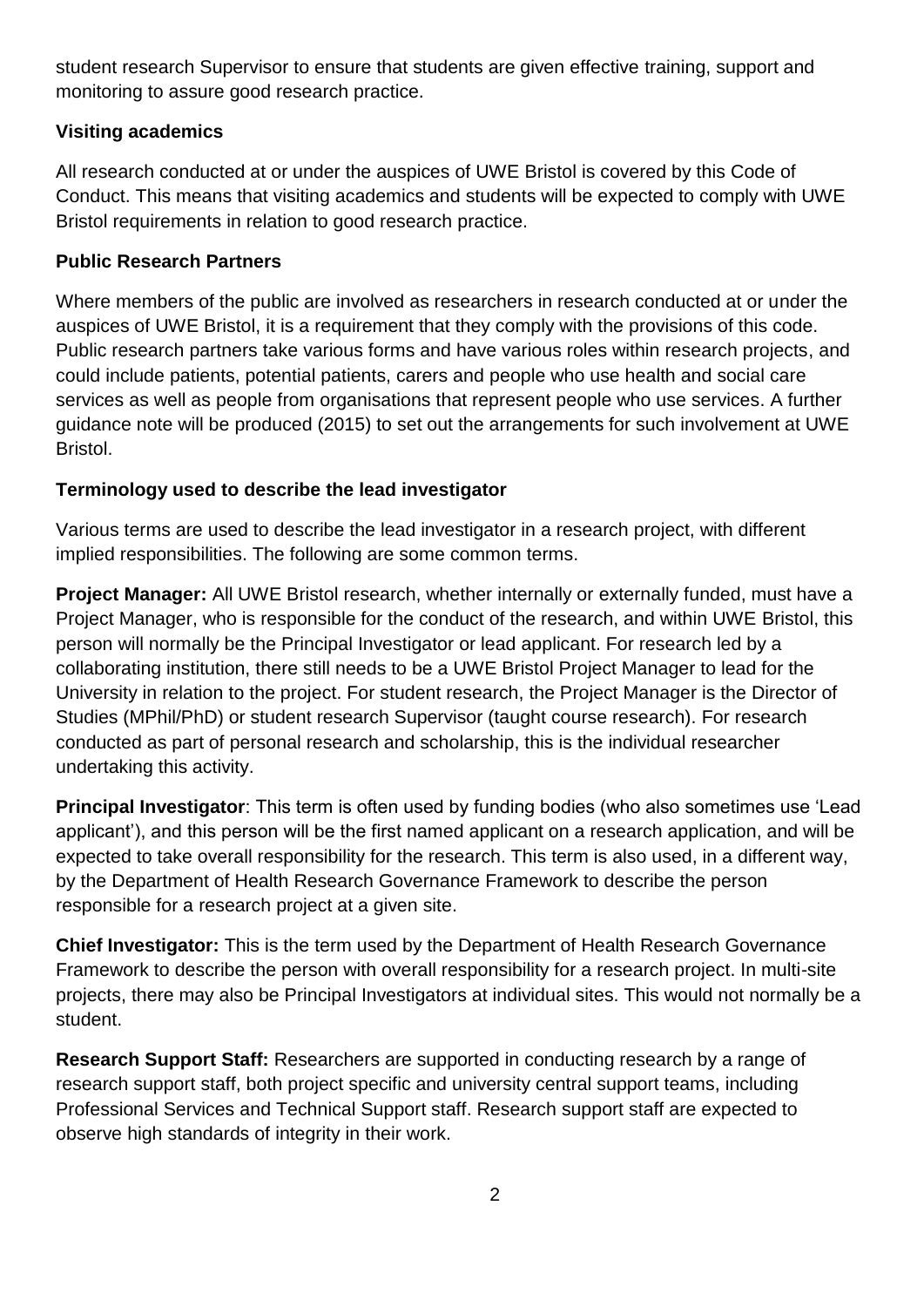student research Supervisor to ensure that students are given effective training, support and monitoring to assure good research practice.

### Visiting academics

All research conducted at or under the auspices of UWE Bristol is covered by this Code of Conduct. This means that visiting academics and students will be expected to comply with UWE Bristol requirements in relation to good research practice.

### Public Research Partners

Where members of the public are involved as researchers in research conducted at or under the auspices of UWE Bristol, it is a requirement that they comply with the provisions of this code. Public research partners take various forms and have various roles within research projects, and could include patients, potential patients, carers and people who use health and social care services as well as people from organisations that represent people who use services. A further guidance note will be produced (2015) to set out the arrangements for such involvement at UWE Bristol.

### Terminology used to describe the lead investigator

Various terms are used to describe the lead investigator in a research project, with different implied responsibilities. The following are some common terms.

**Project Manager:** All UWE Bristol research, whether internally or externally funded, must have a Project Manager, who is responsible for the conduct of the research, and within UWE Bristol, this person will normally be the Principal Investigator or lead applicant. For research led by a collaborating institution, there still needs to be a UWE Bristol Project Manager to lead for the University in relation to the project. For student research, the Project Manager is the Director of Studies (MPhil/PhD) or student research Supervisor (taught course research). For research conducted as part of personal research and scholarship, this is the individual researcher undertaking this activity.

**Principal Investigator**: This term is often used by funding bodies (who also sometimes use 'Lead applicant'), and this person will be the first named applicant on a research application, and will be expected to take overall responsibility for the research. This term is also used, in a different way, by the Department of Health Research Governance Framework to describe the person responsible for a research project at a given site.

**Chief Investigator:** This is the term used by the Department of Health Research Governance Framework to describe the person with overall responsibility for a research project. In multi-site projects, there may also be Principal Investigators at individual sites. This would not normally be a student.

**Research Support Staff:** Researchers are supported in conducting research by a range of research support staff, both project specific and university central support teams, including Professional Services and Technical Support staff. Research support staff are expected to observe high standards of integrity in their work.